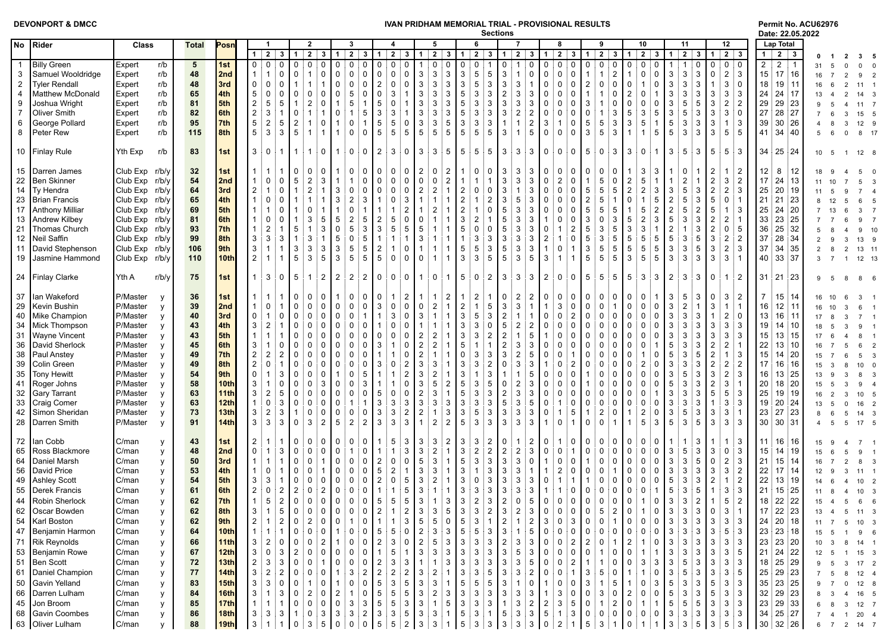**DEVONPORT & DMCC**

# IVAN PRIDHAM MEMORIAL TRIAL - PROVISIONAL RESULTS

Permit No. ACU62976
Date: 22.05.2022

| No | Rider | Class | | Total | Posn | S1 L1 | S1 L2 | S1 L3 | S2 L1 | S2 L2 | S2 L3 | S3 L1 | S3 L2 | S3 L3 | S4 L1 | S4 L2 | S4 L3 | S5 L1 | S5 L2 | S5 L3 | S6 L1 | S6 L2 | S6 L3 | S7 L1 | S7 L2 | S7 L3 | S8 L1 | S8 L2 | S8 L3 | S9 L1 | S9 L2 | S9 L3 | S10 L1 | S10 L2 | S10 L3 | S11 L1 | S11 L2 | S11 L3 | S12 L1 | S12 L2 | S12 L3 | Lap Total 1 | Lap Total 2 | Lap Total 3 | 0 | 1 | 2 | 3 | 5 |
|---|---|---|---|---|---|---|---|---|---|---|---|---|---|---|---|---|---|---|---|---|---|---|---|---|---|---|---|---|---|---|---|---|---|---|---|---|---|---|---|---|---|---|---|---|---|---|---|---|---|
| 1 | Billy Green | Expert | r/b | 5 | 1st | 0 | 0 | 0 | 0 | 0 | 0 | 0 | 0 | 0 | 0 | 0 | 0 | 1 | 0 | 0 | 0 | 0 | 1 | 0 | 1 | 0 | 0 | 0 | 0 | 0 | 0 | 0 | 0 | 0 | 0 | 1 | 1 | 0 | 0 | 0 | 0 | 2 | 2 | 1 | 31 | 5 | 0 | 0 | 0 |
| 3 | Samuel Wooldridge | Expert | r/b | 48 | 2nd | 1 | 1 | 0 | 0 | 1 | 0 | 0 | 0 | 0 | 0 | 0 | 0 | 3 | 3 | 3 | 3 | 5 | 5 | 3 | 1 | 0 | 0 | 0 | 0 | 1 | 1 | 2 | 1 | 0 | 0 | 3 | 3 | 3 | 0 | 2 | 3 | 15 | 17 | 16 | 16 | 7 | 2 | 9 | 2 |
| 2 | Tyler Rendall | Expert | r/b | 48 | 3rd | 0 | 0 | 0 | 1 | 1 | 1 | 0 | 0 | 0 | 2 | 0 | 0 | 3 | 3 | 3 | 3 | 5 | 3 | 3 | 3 | 1 | 0 | 0 | 0 | 2 | 0 | 0 | 0 | 1 | 0 | 3 | 3 | 3 | 1 | 3 | 0 | 18 | 19 | 11 | 16 | 6 | 2 | 11 | 1 |
| 4 | Matthew McDonald | Expert | r/b | 65 | 4th | 5 | 0 | 0 | 0 | 0 | 0 | 0 | 5 | 0 | 0 | 3 | 1 | 3 | 3 | 3 | 5 | 3 | 3 | 2 | 3 | 3 | 0 | 0 | 0 | 1 | 1 | 0 | 2 | 0 | 1 | 3 | 3 | 3 | 3 | 3 | 3 | 24 | 24 | 17 | 13 | 4 | 2 | 14 | 3 |
| 9 | Joshua Wright | Expert | r/b | 81 | 5th | 2 | 5 | 5 | 1 | 2 | 0 | 1 | 5 | 1 | 5 | 0 | 1 | 3 | 3 | 3 | 5 | 3 | 3 | 3 | 3 | 3 | 0 | 0 | 0 | 3 | 1 | 0 | 0 | 0 | 0 | 3 | 5 | 5 | 3 | 2 | 2 | 29 | 29 | 23 | 9 | 5 | 4 | 11 | 7 |
| 7 | Oliver Smith | Expert | r/b | 82 | 6th | 2 | 3 | 1 | 0 | 1 | 1 | 0 | 1 | 5 | 3 | 3 | 1 | 3 | 3 | 3 | 5 | 3 | 3 | 3 | 2 | 2 | 0 | 0 | 0 | 0 | 1 | 3 | 5 | 3 | 5 | 3 | 5 | 3 | 3 | 3 | 0 | 27 | 28 | 27 | 7 | 6 | 3 | 15 | 5 |
| 6 | George Pollard | Expert | r/b | 95 | 7th | 5 | 2 | 5 | 2 | 1 | 0 | 1 | 0 | 1 | 5 | 5 | 0 | 3 | 3 | 5 | 3 | 3 | 3 | 1 | 1 | 2 | 3 | 1 | 0 | 5 | 5 | 3 | 3 | 5 | 1 | 5 | 3 | 3 | 3 | 1 | 3 | 39 | 30 | 26 | 4 | 8 | 3 | 12 | 9 |
| 8 | Peter Rew | Expert | r/b | 115 | 8th | 5 | 3 | 3 | 5 | 1 | 1 | 1 | 0 | 0 | 5 | 5 | 5 | 5 | 5 | 5 | 5 | 5 | 5 | 3 | 1 | 5 | 0 | 0 | 0 | 3 | 5 | 3 | 1 | 1 | 5 | 5 | 3 | 3 | 3 | 5 | 5 | 41 | 34 | 40 | 5 | 6 | 0 | 8 | 17 |
| 10 | Finlay Rule | Yth Exp | r/b | 83 | 1st | 3 | 0 | 1 | 1 | 1 | 0 | 1 | 0 | 0 | 2 | 3 | 0 | 3 | 3 | 5 | 5 | 5 | 5 | 3 | 3 | 3 | 0 | 0 | 0 | 5 | 0 | 3 | 3 | 0 | 1 | 3 | 5 | 3 | 5 | 5 | 3 | 34 | 25 | 24 | 10 | 5 | 1 | 12 | 8 |
| 15 | Darren James | Club Exp | r/b/y | 32 | 1st | 1 | 1 | 1 | 0 | 0 | 0 | 1 | 0 | 0 | 0 | 0 | 0 | 2 | 0 | 2 | 1 | 0 | 0 | 3 | 3 | 3 | 0 | 0 | 0 | 0 | 0 | 0 | 1 | 3 | 3 | 1 | 0 | 1 | 2 | 1 | 2 | 12 | 8 | 12 | 18 | 9 | 4 | 5 | 0 |
| 22 | Ben Skinner | Club Exp | r/b/y | 54 | 2nd | 1 | 0 | 0 | 5 | 2 | 3 | 1 | 1 | 0 | 0 | 0 | 0 | 0 | 0 | 2 | 1 | 1 | 1 | 3 | 3 | 3 | 0 | 2 | 0 | 1 | 5 | 0 | 2 | 5 | 1 | 1 | 2 | 1 | 2 | 3 | 2 | 17 | 24 | 13 | 11 | 10 | 7 | 5 | 3 |
| 14 | Ty Hendra | Club Exp | r/b/y | 64 | 3rd | 2 | 1 | 0 | 1 | 2 | 1 | 3 | 0 | 0 | 0 | 0 | 0 | 2 | 2 | 1 | 2 | 0 | 0 | 3 | 1 | 3 | 0 | 0 | 0 | 5 | 5 | 5 | 2 | 2 | 3 | 2 | 5 | 3 | 2 | 2 | 3 | 25 | 20 | 19 | 11 | 5 | 9 | 7 | 4 |
| 23 | Brian Francis | Club Exp | r/b/y | 65 | 4th | 1 | 0 | 0 | 1 | 1 | 1 | 3 | 2 | 3 | 1 | 0 | 3 | 1 | 1 | 1 | 2 | 1 | 2 | 3 | 5 | 3 | 0 | 0 | 0 | 2 | 5 | 1 | 0 | 1 | 5 | 2 | 5 | 3 | 5 | 0 | 1 | 21 | 21 | 23 | 8 | 12 | 5 | 6 | 5 |
| 17 | Anthony Milliar | Club Exp | r/b/y | 69 | 5th | 1 | 1 | 0 | 1 | 0 | 1 | 1 | 0 | 1 | 1 | 1 | 2 | 1 | 2 | 1 | 2 | 1 | 0 | 5 | 3 | 3 | 0 | 0 | 0 | 5 | 5 | 5 | 1 | 5 | 2 | 2 | 5 | 2 | 5 | 1 | 3 | 25 | 24 | 20 | 7 | 13 | 6 | 3 | 7 |
| 13 | Andrew Kilbey | Club Exp | r/b/y | 81 | 6th | 1 | 0 | 0 | 1 | 3 | 5 | 5 | 2 | 5 | 2 | 5 | 0 | 0 | 1 | 1 | 3 | 2 | 1 | 5 | 3 | 3 | 1 | 0 | 0 | 3 | 0 | 3 | 5 | 2 | 3 | 5 | 3 | 3 | 2 | 2 | 1 | 33 | 23 | 25 | 7 | 7 | 6 | 9 | 7 |
| 21 | Thomas Church | Club Exp | r/b/y | 93 | 7th | 1 | 2 | 1 | 5 | 1 | 3 | 0 | 5 | 3 | 3 | 5 | 5 | 5 | 1 | 1 | 5 | 0 | 0 | 5 | 3 | 3 | 0 | 1 | 2 | 5 | 3 | 5 | 3 | 3 | 1 | 2 | 1 | 3 | 2 | 0 | 5 | 36 | 25 | 32 | 5 | 8 | 4 | 9 | 10 |
| 12 | Neil Saffin | Club Exp | r/b/y | 99 | 8th | 3 | 3 | 3 | 1 | 3 | 1 | 5 | 0 | 5 | 1 | 1 | 1 | 3 | 1 | 1 | 1 | 3 | 3 | 3 | 3 | 3 | 2 | 1 | 0 | 5 | 3 | 5 | 5 | 5 | 5 | 5 | 3 | 5 | 3 | 2 | 2 | 37 | 28 | 34 | 2 | 9 | 3 | 13 | 9 |
| 11 | David Stephenson | Club Exp | r/b/y | 106 | 9th | 3 | 1 | 1 | 3 | 3 | 3 | 3 | 5 | 5 | 2 | 1 | 0 | 1 | 1 | 1 | 5 | 5 | 3 | 5 | 3 | 3 | 1 | 0 | 1 | 3 | 5 | 5 | 5 | 5 | 5 | 3 | 3 | 5 | 3 | 2 | 3 | 37 | 34 | 35 | 2 | 8 | 2 | 13 | 11 |
| 19 | Jasmine Hammond | Club Exp | r/b/y | 110 | 10th | 2 | 1 | 1 | 5 | 3 | 5 | 3 | 5 | 5 | 5 | 0 | 0 | 0 | 1 | 1 | 3 | 3 | 5 | 5 | 3 | 5 | 3 | 1 | 1 | 5 | 5 | 5 | 3 | 5 | 5 | 3 | 3 | 3 | 3 | 3 | 1 | 40 | 33 | 37 | 3 | 7 | 1 | 12 | 13 |
| 24 | Finlay Clarke | Yth A | r/b/y | 75 | 1st | 1 | 3 | 0 | 5 | 1 | 2 | 2 | 2 | 2 | 0 | 0 | 0 | 1 | 0 | 1 | 5 | 0 | 2 | 3 | 3 | 3 | 2 | 0 | 0 | 5 | 5 | 5 | 5 | 3 | 3 | 2 | 3 | 3 | 0 | 1 | 2 | 31 | 21 | 23 | 9 | 5 | 8 | 8 | 6 |
| 37 | Ian Wakeford | P/Master | y | 36 | 1st | 1 | 1 | 1 | 0 | 0 | 0 | 1 | 0 | 0 | 0 | 1 | 2 | 1 | 1 | 2 | 1 | 2 | 1 | 0 | 2 | 2 | 0 | 0 | 0 | 0 | 0 | 0 | 0 | 0 | 1 | 3 | 5 | 3 | 0 | 3 | 2 | 7 | 15 | 14 | 16 | 10 | 6 | 3 | 1 |
| 29 | Kevin Bushin | P/Master | y | 39 | 2nd | 1 | 0 | 1 | 0 | 0 | 0 | 0 | 0 | 0 | 3 | 0 | 0 | 0 | 2 | 1 | 2 | 1 | 5 | 3 | 3 | 1 | 1 | 3 | 0 | 0 | 0 | 1 | 0 | 0 | 0 | 3 | 2 | 1 | 3 | 1 | 1 | 16 | 12 | 11 | 16 | 10 | 3 | 6 | 1 |
| 40 | Mike Champion | P/Master | y | 40 | 3rd | 0 | 1 | 0 | 0 | 0 | 0 | 0 | 0 | 1 | 1 | 3 | 0 | 3 | 1 | 1 | 3 | 5 | 3 | 2 | 1 | 1 | 0 | 0 | 2 | 0 | 0 | 0 | 0 | 0 | 0 | 3 | 3 | 3 | 1 | 2 | 0 | 13 | 16 | 11 | 17 | 8 | 3 | 7 | 1 |
| 34 | Mick Thompson | P/Master | y | 43 | 4th | 3 | 2 | 1 | 0 | 0 | 0 | 0 | 0 | 0 | 1 | 0 | 0 | 1 | 1 | 1 | 3 | 3 | 0 | 5 | 2 | 2 | 0 | 0 | 0 | 0 | 0 | 0 | 0 | 0 | 0 | 3 | 3 | 3 | 3 | 3 | 3 | 19 | 14 | 10 | 18 | 5 | 3 | 9 | 1 |
| 31 | Wayne Vincent | P/Master | y | 43 | 5th | 1 | 1 | 1 | 0 | 0 | 0 | 0 | 0 | 0 | 0 | 0 | 0 | 2 | 2 | 1 | 3 | 3 | 2 | 2 | 1 | 5 | 1 | 0 | 0 | 0 | 0 | 0 | 0 | 0 | 0 | 3 | 3 | 3 | 3 | 3 | 3 | 15 | 13 | 15 | 17 | 6 | 4 | 8 | 1 |
| 36 | David Sherlock | P/Master | y | 45 | 6th | 3 | 1 | 0 | 0 | 0 | 0 | 0 | 0 | 0 | 3 | 1 | 0 | 2 | 2 | 1 | 5 | 1 | 1 | 2 | 3 | 3 | 0 | 0 | 0 | 0 | 0 | 0 | 0 | 0 | 1 | 5 | 3 | 3 | 2 | 2 | 1 | 22 | 13 | 10 | 16 | 7 | 5 | 6 | 2 |
| 38 | Paul Anstey | P/Master | y | 49 | 7th | 2 | 2 | 2 | 0 | 0 | 0 | 0 | 0 | 0 | 1 | 1 | 0 | 2 | 1 | 1 | 0 | 3 | 3 | 3 | 2 | 5 | 0 | 0 | 1 | 0 | 0 | 0 | 0 | 1 | 0 | 5 | 3 | 5 | 2 | 1 | 3 | 15 | 14 | 20 | 15 | 7 | 6 | 5 | 3 |
| 39 | Colin Green | P/Master | y | 49 | 8th | 2 | 0 | 1 | 0 | 0 | 0 | 0 | 0 | 0 | 3 | 0 | 2 | 3 | 3 | 1 | 3 | 3 | 2 | 0 | 3 | 3 | 1 | 0 | 2 | 0 | 0 | 0 | 0 | 2 | 0 | 3 | 3 | 3 | 2 | 2 | 2 | 17 | 16 | 16 | 15 | 3 | 8 | 10 | 0 |
| 35 | Tony Hewitt | P/Master | y | 54 | 9th | 0 | 1 | 3 | 0 | 0 | 0 | 1 | 0 | 5 | 1 | 1 | 2 | 3 | 2 | 1 | 3 | 1 | 3 | 1 | 1 | 5 | 0 | 0 | 0 | 1 | 0 | 0 | 0 | 0 | 0 | 3 | 5 | 3 | 3 | 2 | 3 | 16 | 13 | 25 | 13 | 9 | 3 | 8 | 3 |
| 41 | Roger Johns | P/Master | y | 58 | 10th | 3 | 1 | 0 | 0 | 0 | 3 | 0 | 0 | 3 | 1 | 1 | 0 | 3 | 5 | 2 | 5 | 3 | 5 | 0 | 2 | 3 | 0 | 0 | 0 | 1 | 0 | 0 | 0 | 0 | 0 | 5 | 3 | 3 | 2 | 3 | 1 | 20 | 18 | 20 | 15 | 5 | 3 | 9 | 4 |
| 32 | Gary Tarrant | P/Master | y | 63 | 11th | 3 | 2 | 5 | 0 | 0 | 0 | 0 | 0 | 0 | 5 | 0 | 0 | 2 | 3 | 1 | 5 | 3 | 3 | 2 | 3 | 3 | 0 | 0 | 0 | 0 | 0 | 0 | 0 | 0 | 1 | 3 | 3 | 3 | 5 | 5 | 3 | 25 | 19 | 19 | 16 | 2 | 3 | 10 | 5 |
| 33 | Craig Comer | P/Master | y | 63 | 12th | 1 | 0 | 3 | 0 | 0 | 0 | 0 | 1 | 1 | 3 | 3 | 3 | 3 | 3 | 3 | 3 | 3 | 3 | 5 | 3 | 5 | 0 | 1 | 0 | 0 | 0 | 0 | 0 | 0 | 0 | 3 | 3 | 3 | 1 | 3 | 3 | 19 | 20 | 24 | 13 | 5 | 0 | 16 | 2 |
| 42 | Simon Sheridan | P/Master | y | 73 | 13th | 3 | 2 | 3 | 1 | 0 | 0 | 0 | 0 | 0 | 3 | 3 | 2 | 2 | 1 | 3 | 3 | 5 | 3 | 3 | 3 | 3 | 0 | 1 | 5 | 1 | 2 | 0 | 1 | 2 | 0 | 3 | 5 | 3 | 3 | 3 | 1 | 23 | 27 | 23 | 8 | 6 | 5 | 14 | 3 |
| 28 | Darren Smith | P/Master | y | 91 | 14th | 3 | 3 | 3 | 0 | 3 | 2 | 5 | 2 | 2 | 3 | 3 | 3 | 1 | 2 | 2 | 5 | 3 | 3 | 3 | 3 | 3 | 1 | 0 | 1 | 0 | 0 | 1 | 1 | 5 | 3 | 5 | 3 | 5 | 3 | 3 | 3 | 30 | 30 | 31 | 4 | 5 | 5 | 17 | 5 |
| 72 | Ian Cobb | C/man | y | 43 | 1st | 2 | 1 | 1 | 0 | 0 | 0 | 0 | 0 | 0 | 1 | 5 | 3 | 3 | 3 | 2 | 3 | 3 | 2 | 0 | 1 | 2 | 0 | 1 | 0 | 0 | 0 | 0 | 0 | 0 | 0 | 1 | 1 | 3 | 1 | 1 | 3 | 11 | 16 | 16 | 15 | 9 | 4 | 7 | 1 |
| 65 | Ross Blackmore | C/man | y | 48 | 2nd | 0 | 1 | 3 | 0 | 0 | 0 | 0 | 1 | 0 | 1 | 1 | 3 | 3 | 2 | 1 | 3 | 2 | 2 | 2 | 2 | 3 | 0 | 0 | 1 | 0 | 0 | 0 | 0 | 0 | 0 | 3 | 5 | 3 | 3 | 0 | 3 | 14 | 15 | 19 | 15 | 6 | 5 | 9 | 1 |
| 64 | Daniel Marsh | C/man | y | 50 | 3rd | 1 | 1 | 1 | 0 | 0 | 1 | 0 | 0 | 0 | 2 | 0 | 0 | 5 | 3 | 1 | 5 | 3 | 3 | 3 | 3 | 0 | 1 | 0 | 0 | 1 | 0 | 0 | 0 | 0 | 0 | 3 | 3 | 5 | 0 | 2 | 3 | 21 | 15 | 14 | 16 | 7 | 2 | 8 | 3 |
| 56 | David Price | C/man | y | 53 | 4th | 1 | 0 | 1 | 0 | 0 | 1 | 0 | 0 | 0 | 5 | 2 | 1 | 3 | 3 | 1 | 3 | 1 | 3 | 3 | 3 | 1 | 1 | 2 | 0 | 0 | 0 | 1 | 0 | 0 | 0 | 3 | 3 | 3 | 3 | 3 | 3 | 22 | 17 | 14 | 12 | 9 | 3 | 11 | 1 |
| 49 | Ashley Scott | C/man | y | 54 | 5th | 3 | 3 | 1 | 0 | 0 | 0 | 0 | 0 | 0 | 2 | 0 | 5 | 3 | 2 | 1 | 3 | 0 | 3 | 3 | 3 | 3 | 0 | 1 | 1 | 1 | 0 | 0 | 0 | 0 | 0 | 5 | 3 | 3 | 2 | 1 | 2 | 22 | 13 | 19 | 14 | 6 | 4 | 10 | 2 |
| 55 | Derek Francis | C/man | y | 61 | 6th | 2 | 0 | 2 | 2 | 0 | 2 | 0 | 0 | 0 | 1 | 1 | 5 | 3 | 1 | 1 | 3 | 3 | 3 | 3 | 3 | 3 | 1 | 1 | 0 | 0 | 0 | 0 | 0 | 0 | 1 | 5 | 3 | 5 | 1 | 3 | 3 | 21 | 15 | 25 | 11 | 8 | 4 | 10 | 3 |
| 44 | Robin Sherlock | C/man | y | 62 | 7th | 1 | 5 | 2 | 0 | 0 | 0 | 0 | 0 | 0 | 5 | 5 | 5 | 3 | 1 | 3 | 3 | 2 | 3 | 2 | 0 | 5 | 0 | 0 | 0 | 0 | 0 | 0 | 0 | 1 | 0 | 3 | 3 | 2 | 1 | 5 | 2 | 18 | 22 | 22 | 15 | 4 | 5 | 6 | 6 |
| 62 | Oscar Bowden | C/man | y | 62 | 8th | 3 | 1 | 5 | 0 | 0 | 0 | 0 | 0 | 0 | 2 | 1 | 2 | 3 | 3 | 5 | 3 | 3 | 2 | 3 | 2 | 3 | 0 | 0 | 0 | 0 | 5 | 2 | 0 | 1 | 0 | 3 | 3 | 3 | 0 | 3 | 1 | 17 | 22 | 23 | 13 | 4 | 5 | 11 | 3 |
| 54 | Karl Boston | C/man | y | 62 | 9th | 2 | 1 | 2 | 0 | 2 | 0 | 0 | 1 | 0 | 1 | 1 | 3 | 5 | 5 | 0 | 5 | 3 | 1 | 2 | 1 | 2 | 3 | 0 | 3 | 0 | 0 | 1 | 0 | 0 | 0 | 3 | 3 | 3 | 3 | 3 | 3 | 24 | 20 | 18 | 11 | 7 | 5 | 10 | 3 |
| 47 | Benjamin Harmon | C/man | y | 64 | 10th | 1 | 1 | 1 | 0 | 0 | 0 | 1 | 0 | 0 | 5 | 5 | 0 | 2 | 3 | 3 | 5 | 5 | 3 | 3 | 1 | 5 | 0 | 0 | 0 | 0 | 0 | 0 | 0 | 0 | 0 | 3 | 3 | 3 | 3 | 5 | 3 | 23 | 23 | 18 | 15 | 5 | 1 | 9 | 6 |
| 71 | Rik Reynolds | C/man | y | 66 | 11th | 3 | 2 | 0 | 0 | 0 | 2 | 1 | 0 | 0 | 2 | 3 | 0 | 2 | 5 | 3 | 3 | 3 | 3 | 2 | 3 | 3 | 0 | 0 | 2 | 2 | 0 | 1 | 2 | 1 | 0 | 3 | 3 | 3 | 3 | 3 | 3 | 23 | 23 | 20 | 10 | 3 | 8 | 14 | 1 |
| 53 | Benjamin Rowe | C/man | y | 67 | 12th | 3 | 0 | 3 | 2 | 0 | 0 | 0 | 0 | 0 | 1 | 5 | 1 | 3 | 3 | 3 | 3 | 3 | 3 | 3 | 5 | 3 | 0 | 0 | 0 | 0 | 1 | 0 | 0 | 1 | 1 | 3 | 3 | 3 | 3 | 3 | 3 | 21 | 24 | 22 | 12 | 5 | 1 | 15 | 3 |
| 51 | Ben Scott | C/man | y | 72 | 13th | 2 | 3 | 3 | 0 | 0 | 1 | 0 | 0 | 0 | 2 | 3 | 3 | 1 | 1 | 3 | 3 | 3 | 3 | 3 | 3 | 5 | 0 | 0 | 2 | 1 | 1 | 0 | 0 | 3 | 3 | 3 | 5 | 3 | 3 | 3 | 3 | 18 | 25 | 29 | 9 | 5 | 3 | 17 | 2 |
| 61 | Daniel Champion | C/man | y | 77 | 14th | 3 | 2 | 2 | 0 | 0 | 0 | 1 | 3 | 2 | 2 | 2 | 3 | 3 | 2 | 1 | 3 | 3 | 5 | 3 | 3 | 2 | 0 | 0 | 1 | 3 | 5 | 0 | 1 | 0 | 1 | 3 | 5 | 3 | 3 | 3 | 5 | 25 | 29 | 23 | 7 | 5 | 8 | 12 | 4 |
| 50 | Gavin Yelland | C/man | y | 83 | 15th | 3 | 3 | 0 | 0 | 1 | 0 | 1 | 0 | 0 | 5 | 3 | 5 | 3 | 3 | 1 | 5 | 5 | 5 | 3 | 1 | 0 | 1 | 0 | 0 | 3 | 1 | 5 | 1 | 0 | 3 | 5 | 3 | 3 | 5 | 3 | 3 | 35 | 23 | 25 | 9 | 7 | 0 | 12 | 8 |
| 66 | Darren Lulham | C/man | y | 84 | 16th | 3 | 1 | 3 | 0 | 2 | 0 | 2 | 1 | 0 | 5 | 5 | 5 | 3 | 2 | 3 | 3 | 3 | 3 | 3 | 3 | 3 | 1 | 3 | 0 | 0 | 3 | 0 | 2 | 0 | 0 | 5 | 3 | 3 | 5 | 3 | 3 | 32 | 29 | 23 | 8 | 3 | 4 | 16 | 5 |
| 45 | Jon Broom | C/man | y | 85 | 17th | 1 | 1 | 1 | 0 | 0 | 0 | 0 | 3 | 3 | 5 | 5 | 3 | 3 | 1 | 5 | 3 | 3 | 3 | 1 | 3 | 2 | 2 | 3 | 5 | 0 | 1 | 2 | 0 | 1 | 1 | 5 | 5 | 5 | 3 | 3 | 3 | 23 | 29 | 33 | 6 | 8 | 3 | 12 | 7 |
| 68 | Gavin Coombes | C/man | y | 86 | 18th | 3 | 3 | 3 | 1 | 0 | 3 | 3 | 3 | 2 | 3 | 3 | 5 | 3 | 0 | 3 | 5 | 3 | 1 | 5 | 3 | 3 | 5 | 1 | 3 | 0 | 0 | 0 | 0 | 0 | 0 | 3 | 3 | 3 | 3 | 3 | 3 | 34 | 25 | 27 | 7 | 4 | 1 | 20 | 4 |
| 63 | Oliver Lulham | C/man | y | 88 | 19th | 3 | 1 | 1 | 0 | 3 | 5 | 0 | 0 | 0 | 5 | 5 | 2 | 3 | 3 | 1 | 5 | 3 | 3 | 3 | 3 | 3 | 0 | 2 | 1 | 5 | 3 | 1 | 0 | 1 | 1 | 3 | 3 | 5 | 3 | 5 | 3 | 30 | 32 | 26 | 6 | 7 | 2 | 14 | 7 |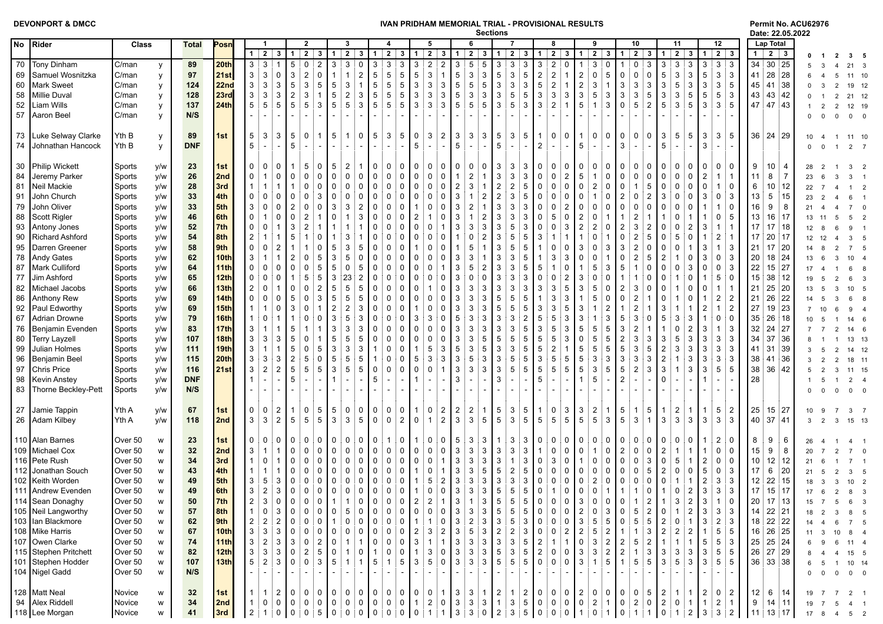**DEVONPORT & DMCC**

**IVAN PRIDHAM MEMORIAL TRIAL - PROVISIONAL RESULTS**

**Sections**

**Permit No. ACU62976**
**Date: 22.05.2022**

| No | Rider | Class | | Total | Posn | 1 | | | 2 | | | 3 | | | 4 | | | 5 | | | 6 | | | 7 | | | 8 | | | 9 | | | 10 | | | 11 | | | 12 | | | Lap Total | | | | | | | |
|---|---|---|---|---|---|---|---|---|---|---|---|---|---|---|---|---|---|---|---|---|---|---|---|---|---|---|---|---|---|---|---|---|---|---|---|---|---|---|---|---|---|---|---|---|---|---|---|---|---|
| | | | | | | 1 | 2 | 3 | 1 | 2 | 3 | 1 | 2 | 3 | 1 | 2 | 3 | 1 | 2 | 3 | 1 | 2 | 3 | 1 | 2 | 3 | 1 | 2 | 3 | 1 | 2 | 3 | 1 | 2 | 3 | 1 | 2 | 3 | 1 | 2 | 3 | 1 | 2 | 3 | 0 | 1 | 2 | 3 | 5 |
| 70 | Tony Dinham | C/man | y | 89 | 20th | 3 | 3 | 1 | 5 | 0 | 2 | 3 | 3 | 0 | 3 | 3 | 3 | 3 | 2 | 2 | 3 | 5 | 5 | 3 | 3 | 3 | 3 | 2 | 0 | 1 | 3 | 0 | 1 | 0 | 3 | 3 | 3 | 3 | 3 | 3 | 3 | 34 | 30 | 25 | 5 | 3 | 4 | 21 | 3 |
| 69 | Samuel Wosnitzka | C/man | y | 97 | 21st | 3 | 3 | 0 | 3 | 2 | 0 | 1 | 1 | 2 | 5 | 5 | 5 | 5 | 3 | 1 | 5 | 3 | 3 | 5 | 3 | 5 | 2 | 2 | 1 | 2 | 0 | 5 | 0 | 0 | 0 | 5 | 3 | 3 | 5 | 3 | 3 | 41 | 28 | 28 | 6 | 4 | 5 | 11 | 10 |
| 60 | Mark Sweet | C/man | y | 124 | 22nd | 3 | 3 | 3 | 5 | 3 | 5 | 5 | 3 | 1 | 5 | 5 | 5 | 3 | 3 | 3 | 5 | 5 | 5 | 3 | 3 | 3 | 5 | 2 | 1 | 2 | 3 | 1 | 3 | 3 | 3 | 3 | 5 | 3 | 3 | 3 | 5 | 45 | 41 | 38 | 0 | 3 | 2 | 19 | 12 |
| 58 | Millie Duval | C/man | y | 128 | 23rd | 3 | 3 | 3 | 2 | 3 | 1 | 5 | 2 | 3 | 5 | 5 | 5 | 3 | 3 | 3 | 5 | 3 | 3 | 3 | 5 | 5 | 3 | 3 | 3 | 3 | 5 | 3 | 3 | 3 | 5 | 3 | 3 | 5 | 5 | 5 | 3 | 43 | 43 | 42 | 0 | 1 | 2 | 21 | 12 |
| 52 | Liam Wills | C/man | y | 137 | 24th | 5 | 5 | 5 | 5 | 5 | 3 | 5 | 5 | 3 | 5 | 5 | 5 | 3 | 3 | 3 | 5 | 5 | 5 | 3 | 5 | 3 | 3 | 2 | 1 | 5 | 1 | 3 | 0 | 5 | 2 | 5 | 3 | 5 | 3 | 3 | 5 | 47 | 47 | 43 | 1 | 2 | 2 | 12 | 19 |
| 57 | Aaron Beel | C/man | y | N/S | | - | - | - | - | - | - | - | - | - | - | - | - | - | - | - | - | - | - | - | - | - | - | - | - | - | - | - | - | - | - | - | - | - | - | - | - | | | | 0 | 0 | 0 | 0 | 0 |
| 73 | Luke Selway Clarke | Yth B | y | 89 | 1st | 5 | 3 | 3 | 5 | 0 | 1 | 5 | 1 | 0 | 5 | 3 | 5 | 0 | 3 | 2 | 3 | 3 | 3 | 5 | 3 | 5 | 1 | 0 | 0 | 1 | 0 | 0 | 0 | 0 | 0 | 3 | 5 | 5 | 3 | 3 | 5 | 36 | 24 | 29 | 10 | 4 | 1 | 11 | 10 |
| 74 | Johnathan Hancock | Yth B | y | DNF | | 5 | - | - | 5 | - | - | - | - | - | - | - | - | 5 | - | - | 5 | - | - | 5 | - | - | 2 | - | - | 5 | - | - | 3 | - | - | 5 | - | - | 3 | - | - | | | | 0 | 0 | 1 | 2 | 7 |
| 30 | Philip Wickett | Sports | y/w | 23 | 1st | 0 | 0 | 0 | 1 | 5 | 0 | 5 | 2 | 1 | 0 | 0 | 0 | 0 | 0 | 0 | 0 | 0 | 0 | 3 | 3 | 3 | 0 | 0 | 0 | 0 | 0 | 0 | 0 | 0 | 0 | 0 | 0 | 0 | 0 | 0 | 0 | 9 | 10 | 4 | 28 | 2 | 1 | 3 | 2 |
| 84 | Jeremy Parker | Sports | y/w | 26 | 2nd | 0 | 1 | 0 | 0 | 0 | 0 | 0 | 0 | 0 | 0 | 0 | 0 | 0 | 0 | 0 | 1 | 2 | 1 | 3 | 3 | 3 | 0 | 0 | 2 | 5 | 1 | 0 | 0 | 0 | 0 | 0 | 0 | 0 | 2 | 1 | 1 | 11 | 8 | 7 | 23 | 6 | 3 | 3 | 1 |
| 81 | Neil Mackie | Sports | y/w | 28 | 3rd | 1 | 1 | 1 | 1 | 0 | 0 | 0 | 0 | 0 | 0 | 0 | 0 | 0 | 0 | 0 | 2 | 3 | 1 | 2 | 2 | 5 | 0 | 0 | 0 | 0 | 2 | 0 | 0 | 1 | 5 | 0 | 0 | 0 | 0 | 1 | 0 | 6 | 10 | 12 | 22 | 7 | 4 | 1 | 2 |
| 91 | John Church | Sports | y/w | 33 | 4th | 0 | 0 | 0 | 0 | 0 | 3 | 0 | 0 | 0 | 0 | 0 | 0 | 0 | 0 | 0 | 3 | 1 | 2 | 2 | 3 | 5 | 0 | 0 | 0 | 0 | 1 | 0 | 2 | 0 | 2 | 3 | 0 | 0 | 3 | 0 | 3 | 13 | 5 | 15 | 23 | 2 | 4 | 6 | 1 |
| 79 | John Oliver | Sports | y/w | 33 | 5th | 3 | 0 | 0 | 2 | 0 | 0 | 3 | 3 | 2 | 0 | 0 | 0 | 1 | 0 | 0 | 3 | 2 | 1 | 3 | 3 | 3 | 0 | 0 | 2 | 0 | 0 | 0 | 0 | 0 | 0 | 0 | 0 | 0 | 1 | 1 | 0 | 16 | 9 | 8 | 21 | 4 | 4 | 7 | 0 |
| 88 | Scott Rigler | Sports | y/w | 46 | 6th | 0 | 1 | 0 | 0 | 2 | 1 | 0 | 1 | 3 | 0 | 0 | 0 | 2 | 1 | 0 | 3 | 1 | 2 | 3 | 3 | 3 | 0 | 5 | 0 | 2 | 0 | 1 | 1 | 2 | 1 | 1 | 0 | 1 | 1 | 0 | 5 | 13 | 16 | 17 | 13 | 11 | 5 | 5 | 2 |
| 93 | Antony Jones | Sports | y/w | 52 | 7th | 0 | 0 | 1 | 3 | 2 | 1 | 1 | 1 | 1 | 0 | 0 | 0 | 0 | 0 | 1 | 3 | 3 | 3 | 3 | 5 | 3 | 0 | 0 | 3 | 2 | 2 | 0 | 2 | 3 | 2 | 0 | 0 | 2 | 3 | 1 | 1 | 17 | 17 | 18 | 12 | 8 | 6 | 9 | 1 |
| 90 | Richard Ashford | Sports | y/w | 54 | 8th | 2 | 1 | 1 | 5 | 1 | 0 | 1 | 3 | 1 | 0 | 0 | 0 | 0 | 0 | 0 | 1 | 0 | 2 | 3 | 5 | 5 | 3 | 1 | 1 | 1 | 0 | 1 | 0 | 2 | 5 | 0 | 5 | 0 | 1 | 2 | 1 | 17 | 20 | 17 | 12 | 12 | 4 | 3 | 5 |
| 95 | Darren Greener | Sports | y/w | 58 | 9th | 0 | 0 | 2 | 1 | 1 | 0 | 5 | 3 | 5 | 0 | 0 | 0 | 1 | 0 | 0 | 1 | 5 | 1 | 3 | 5 | 5 | 1 | 0 | 0 | 3 | 0 | 3 | 3 | 2 | 0 | 0 | 0 | 1 | 3 | 1 | 3 | 21 | 17 | 20 | 14 | 8 | 2 | 7 | 5 |
| 78 | Andy Gates | Sports | y/w | 62 | 10th | 3 | 1 | 1 | 2 | 0 | 5 | 3 | 5 | 0 | 0 | 0 | 0 | 0 | 0 | 0 | 3 | 3 | 1 | 3 | 3 | 5 | 1 | 3 | 3 | 0 | 0 | 1 | 0 | 2 | 5 | 2 | 1 | 0 | 3 | 0 | 3 | 20 | 18 | 24 | 13 | 6 | 3 | 10 | 4 |
| 87 | Mark Culliford | Sports | y/w | 64 | 11th | 0 | 0 | 0 | 0 | 0 | 5 | 5 | 0 | 5 | 0 | 0 | 0 | 0 | 0 | 1 | 3 | 5 | 2 | 3 | 3 | 5 | 5 | 1 | 0 | 1 | 5 | 3 | 5 | 1 | 0 | 0 | 0 | 3 | 0 | 0 | 3 | 22 | 15 | 27 | 17 | 4 | 1 | 6 | 8 |
| 77 | Jim Ashford | Sports | y/w | 65 | 12th | 0 | 0 | 0 | 1 | 5 | 5 | 3 | 23 | 2 | 0 | 0 | 0 | 0 | 0 | 0 | 3 | 0 | 0 | 3 | 3 | 3 | 0 | 0 | 2 | 3 | 0 | 0 | 1 | 1 | 0 | 0 | 1 | 0 | 1 | 5 | 0 | 15 | 38 | 12 | 19 | 5 | 2 | 6 | 3 |
| 82 | Michael Jacobs | Sports | y/w | 66 | 13th | 2 | 0 | 1 | 0 | 0 | 2 | 5 | 5 | 5 | 0 | 0 | 0 | 0 | 1 | 0 | 3 | 3 | 3 | 3 | 3 | 3 | 3 | 3 | 5 | 3 | 5 | 0 | 2 | 3 | 0 | 0 | 1 | 0 | 0 | 1 | 1 | 21 | 25 | 20 | 13 | 5 | 3 | 10 | 5 |
| 86 | Anthony Rew | Sports | y/w | 69 | 14th | 0 | 0 | 0 | 5 | 0 | 3 | 5 | 5 | 5 | 0 | 0 | 0 | 0 | 0 | 0 | 3 | 3 | 3 | 5 | 5 | 5 | 1 | 3 | 3 | 1 | 5 | 0 | 0 | 2 | 1 | 0 | 1 | 0 | 1 | 2 | 2 | 21 | 26 | 22 | 14 | 5 | 3 | 6 | 8 |
| 92 | Paul Edworthy | Sports | y/w | 69 | 15th | 1 | 1 | 0 | 3 | 0 | 1 | 2 | 2 | 3 | 0 | 0 | 0 | 1 | 0 | 0 | 3 | 3 | 3 | 5 | 5 | 5 | 3 | 3 | 5 | 3 | 1 | 2 | 1 | 2 | 1 | 3 | 1 | 1 | 2 | 1 | 2 | 27 | 19 | 23 | 7 | 10 | 6 | 9 | 4 |
| 67 | Adrian Drowne | Sports | y/w | 79 | 16th | 1 | 0 | 1 | 1 | 0 | 0 | 3 | 5 | 3 | 0 | 0 | 0 | 3 | 3 | 0 | 5 | 3 | 3 | 3 | 3 | 2 | 5 | 5 | 3 | 3 | 1 | 3 | 5 | 3 | 0 | 5 | 3 | 3 | 1 | 0 | 0 | 35 | 26 | 18 | 10 | 5 | 1 | 14 | 6 |
| 76 | Benjamin Evenden | Sports | y/w | 83 | 17th | 3 | 1 | 1 | 5 | 1 | 1 | 3 | 3 | 3 | 0 | 0 | 0 | 0 | 0 | 0 | 3 | 3 | 3 | 3 | 3 | 5 | 3 | 5 | 3 | 5 | 5 | 5 | 3 | 2 | 1 | 1 | 0 | 2 | 3 | 1 | 3 | 32 | 24 | 27 | 7 | 7 | 2 | 14 | 6 |
| 80 | Terry Layzell | Sports | y/w | 107 | 18th | 3 | 3 | 3 | 5 | 0 | 1 | 5 | 5 | 5 | 0 | 0 | 0 | 0 | 0 | 0 | 3 | 3 | 5 | 5 | 5 | 5 | 5 | 5 | 3 | 0 | 5 | 5 | 2 | 3 | 3 | 3 | 5 | 3 | 3 | 3 | 3 | 34 | 37 | 36 | 8 | 1 | 1 | 13 | 13 |
| 99 | Julian Holmes | Sports | y/w | 111 | 19th | 3 | 1 | 1 | 5 | 0 | 5 | 3 | 3 | 3 | 1 | 0 | 0 | 1 | 5 | 3 | 5 | 3 | 5 | 3 | 3 | 5 | 5 | 2 | 1 | 5 | 5 | 5 | 5 | 3 | 5 | 2 | 3 | 3 | 3 | 3 | 3 | 41 | 31 | 39 | 3 | 5 | 2 | 14 | 12 |
| 96 | Benjamin Beel | Sports | y/w | 115 | 20th | 3 | 3 | 3 | 2 | 5 | 0 | 5 | 5 | 5 | 1 | 0 | 0 | 5 | 3 | 3 | 3 | 5 | 3 | 3 | 5 | 5 | 3 | 5 | 5 | 5 | 3 | 3 | 3 | 3 | 3 | 2 | 1 | 3 | 3 | 3 | 3 | 38 | 41 | 36 | 3 | 2 | 2 | 18 | 11 |
| 97 | Chris Price | Sports | y/w | 116 | 21st | 3 | 2 | 2 | 5 | 5 | 5 | 3 | 5 | 5 | 0 | 0 | 0 | 0 | 0 | 1 | 3 | 3 | 3 | 3 | 5 | 5 | 5 | 5 | 5 | 5 | 3 | 5 | 5 | 2 | 3 | 3 | 1 | 3 | 3 | 5 | 5 | 38 | 36 | 42 | 5 | 2 | 3 | 11 | 15 |
| 98 | Kevin Anstey | Sports | y/w | DNF | | 1 | - | - | 5 | - | - | 1 | - | - | 5 | - | - | 1 | - | - | 3 | - | - | 3 | - | - | 5 | - | - | 1 | 5 | - | 2 | - | - | 0 | - | - | 1 | - | - | 28 | | | 1 | 5 | 1 | 2 | 4 |
| 83 | Thorne Beckley-Pett | Sports | y/w | N/S | | - | - | - | - | - | - | - | - | - | - | - | - | - | - | - | - | - | - | - | - | - | - | - | - | - | - | - | - | - | - | - | - | - | - | - | - | | | | 0 | 0 | 0 | 0 | 0 |
| 27 | Jamie Tappin | Yth A | y/w | 67 | 1st | 0 | 0 | 2 | 1 | 0 | 5 | 5 | 0 | 0 | 0 | 0 | 0 | 1 | 0 | 2 | 2 | 2 | 1 | 5 | 3 | 5 | 1 | 0 | 3 | 3 | 2 | 1 | 5 | 1 | 5 | 1 | 2 | 1 | 1 | 5 | 2 | 25 | 15 | 27 | 10 | 9 | 7 | 3 | 7 |
| 26 | Adam Kilbey | Yth A | y/w | 118 | 2nd | 3 | 3 | 2 | 5 | 5 | 5 | 3 | 3 | 5 | 0 | 0 | 2 | 0 | 1 | 2 | 3 | 3 | 5 | 5 | 3 | 5 | 5 | 5 | 5 | 5 | 5 | 3 | 5 | 3 | 1 | 3 | 3 | 3 | 3 | 3 | 3 | 40 | 37 | 41 | 3 | 2 | 3 | 15 | 13 |
| 110 | Alan Barnes | Over 50 | w | 23 | 1st | 0 | 0 | 0 | 0 | 0 | 0 | 0 | 0 | 0 | 0 | 1 | 0 | 1 | 0 | 0 | 5 | 3 | 3 | 1 | 3 | 3 | 0 | 0 | 0 | 0 | 0 | 0 | 0 | 0 | 0 | 0 | 0 | 0 | 1 | 2 | 0 | 8 | 9 | 6 | 26 | 4 | 1 | 4 | 1 |
| 109 | Michael Cox | Over 50 | w | 32 | 2nd | 3 | 1 | 1 | 0 | 0 | 0 | 0 | 0 | 0 | 0 | 0 | 0 | 0 | 0 | 0 | 3 | 3 | 3 | 3 | 3 | 3 | 1 | 0 | 0 | 0 | 1 | 0 | 2 | 0 | 0 | 2 | 1 | 1 | 1 | 0 | 0 | 15 | 9 | 8 | 20 | 7 | 2 | 7 | 0 |
| 116 | Pete Rush | Over 50 | w | 34 | 3rd | 1 | 0 | 1 | 0 | 0 | 0 | 0 | 0 | 0 | 0 | 0 | 0 | 0 | 0 | 1 | 3 | 3 | 3 | 3 | 1 | 3 | 0 | 3 | 0 | 1 | 0 | 0 | 0 | 0 | 3 | 0 | 5 | 1 | 2 | 0 | 0 | 10 | 12 | 12 | 21 | 6 | 1 | 7 | 1 |
| 112 | Jonathan Souch | Over 50 | w | 43 | 4th | 1 | 1 | 1 | 0 | 0 | 0 | 0 | 0 | 0 | 0 | 0 | 0 | 1 | 0 | 1 | 3 | 3 | 5 | 5 | 2 | 5 | 0 | 0 | 0 | 0 | 0 | 0 | 0 | 0 | 5 | 2 | 0 | 0 | 5 | 0 | 3 | 17 | 6 | 20 | 21 | 5 | 2 | 3 | 5 |
| 102 | Keith Worden | Over 50 | w | 49 | 5th | 3 | 5 | 3 | 0 | 0 | 0 | 0 | 0 | 0 | 0 | 0 | 0 | 1 | 5 | 2 | 3 | 3 | 3 | 3 | 3 | 3 | 0 | 0 | 0 | 0 | 2 | 0 | 0 | 0 | 0 | 0 | 1 | 1 | 2 | 3 | 3 | 12 | 22 | 15 | 18 | 3 | 3 | 10 | 2 |
| 111 | Andrew Evenden | Over 50 | w | 49 | 6th | 3 | 2 | 3 | 0 | 0 | 0 | 0 | 0 | 0 | 0 | 0 | 0 | 1 | 0 | 0 | 3 | 3 | 3 | 5 | 5 | 5 | 0 | 1 | 0 | 0 | 0 | 0 | 1 | 1 | 0 | 1 | 0 | 2 | 3 | 3 | 3 | 17 | 15 | 17 | 17 | 6 | 2 | 8 | 3 |
| 114 | Sean Donaghy | Over 50 | w | 50 | 7th | 2 | 3 | 0 | 0 | 0 | 0 | 1 | 1 | 0 | 0 | 0 | 0 | 2 | 2 | 1 | 3 | 1 | 3 | 5 | 5 | 3 | 0 | 0 | 0 | 3 | 0 | 0 | 0 | 1 | 2 | 1 | 3 | 2 | 3 | 1 | 0 | 20 | 17 | 13 | 15 | 7 | 5 | 6 | 3 |
| 105 | Neil Langworthy | Over 50 | w | 57 | 8th | 1 | 0 | 3 | 0 | 0 | 0 | 0 | 5 | 0 | 0 | 0 | 0 | 0 | 0 | 0 | 3 | 3 | 3 | 5 | 5 | 5 | 0 | 0 | 0 | 2 | 0 | 3 | 0 | 5 | 2 | 0 | 1 | 2 | 3 | 3 | 3 | 14 | 22 | 21 | 18 | 2 | 3 | 8 | 5 |
| 103 | Ian Blackmore | Over 50 | w | 62 | 9th | 2 | 2 | 2 | 0 | 0 | 0 | 1 | 0 | 0 | 0 | 0 | 0 | 1 | 1 | 0 | 3 | 2 | 3 | 3 | 5 | 3 | 0 | 0 | 0 | 3 | 5 | 5 | 0 | 5 | 5 | 2 | 0 | 1 | 3 | 2 | 3 | 18 | 22 | 22 | 14 | 4 | 6 | 7 | 5 |
| 108 | Mike Harris | Over 50 | w | 67 | 10th | 3 | 3 | 3 | 0 | 0 | 0 | 0 | 0 | 0 | 0 | 0 | 0 | 2 | 3 | 2 | 3 | 5 | 3 | 2 | 2 | 3 | 0 | 0 | 2 | 2 | 5 | 2 | 1 | 1 | 3 | 2 | 2 | 2 | 1 | 5 | 5 | 16 | 26 | 25 | 11 | 3 | 10 | 8 | 4 |
| 107 | Owen Clarke | Over 50 | w | 74 | 11th | 3 | 2 | 3 | 3 | 0 | 2 | 0 | 1 | 1 | 0 | 0 | 0 | 3 | 1 | 1 | 3 | 3 | 3 | 3 | 3 | 5 | 2 | 1 | 1 | 0 | 3 | 2 | 2 | 5 | 2 | 1 | 1 | 1 | 5 | 5 | 3 | 25 | 25 | 24 | 6 | 9 | 6 | 11 | 4 |
| 115 | Stephen Pritchett | Over 50 | w | 82 | 12th | 3 | 3 | 3 | 0 | 2 | 5 | 0 | 1 | 0 | 1 | 0 | 0 | 1 | 3 | 0 | 3 | 3 | 3 | 5 | 3 | 5 | 2 | 0 | 0 | 3 | 3 | 2 | 2 | 1 | 3 | 3 | 3 | 3 | 3 | 5 | 5 | 26 | 27 | 29 | 8 | 4 | 4 | 15 | 5 |
| 101 | Stephen Hodder | Over 50 | w | 107 | 13th | 5 | 2 | 3 | 0 | 0 | 3 | 5 | 1 | 1 | 5 | 1 | 5 | 3 | 5 | 0 | 3 | 3 | 3 | 5 | 5 | 5 | 0 | 0 | 0 | 3 | 1 | 5 | 1 | 5 | 5 | 3 | 5 | 3 | 3 | 5 | 5 | 36 | 33 | 38 | 6 | 5 | 1 | 10 | 14 |
| 104 | Nigel Gadd | Over 50 | w | N/S | | - | - | - | - | - | - | - | - | - | - | - | - | - | - | - | - | - | - | - | - | - | - | - | - | - | - | - | - | - | - | - | - | - | - | - | - | | | | 0 | 0 | 0 | 0 | 0 |
| 128 | Matt Neal | Novice | w | 32 | 1st | 1 | 1 | 2 | 0 | 0 | 0 | 0 | 0 | 0 | 0 | 0 | 0 | 0 | 0 | 1 | 3 | 3 | 1 | 2 | 1 | 2 | 0 | 0 | 0 | 2 | 0 | 0 | 0 | 0 | 5 | 2 | 1 | 1 | 2 | 0 | 2 | 12 | 6 | 14 | 19 | 7 | 7 | 2 | 1 |
| 94 | Alex Riddell | Novice | w | 34 | 2nd | 1 | 0 | 0 | 0 | 0 | 0 | 0 | 0 | 0 | 0 | 0 | 0 | 1 | 2 | 0 | 3 | 3 | 3 | 1 | 3 | 5 | 0 | 0 | 0 | 0 | 2 | 1 | 0 | 2 | 0 | 2 | 0 | 1 | 1 | 2 | 1 | 9 | 14 | 11 | 19 | 7 | 5 | 4 | 1 |
| 118 | Lee Morgan | Novice | w | 41 | 3rd | 2 | 1 | 0 | 0 | 0 | 5 | 0 | 0 | 0 | 0 | 0 | 0 | 0 | 1 | 1 | 3 | 3 | 0 | 2 | 3 | 5 | 0 | 0 | 0 | 1 | 0 | 1 | 0 | 1 | 1 | 0 | 1 | 2 | 3 | 3 | 2 | 11 | 13 | 17 | 17 | 8 | 4 | 5 | 2 |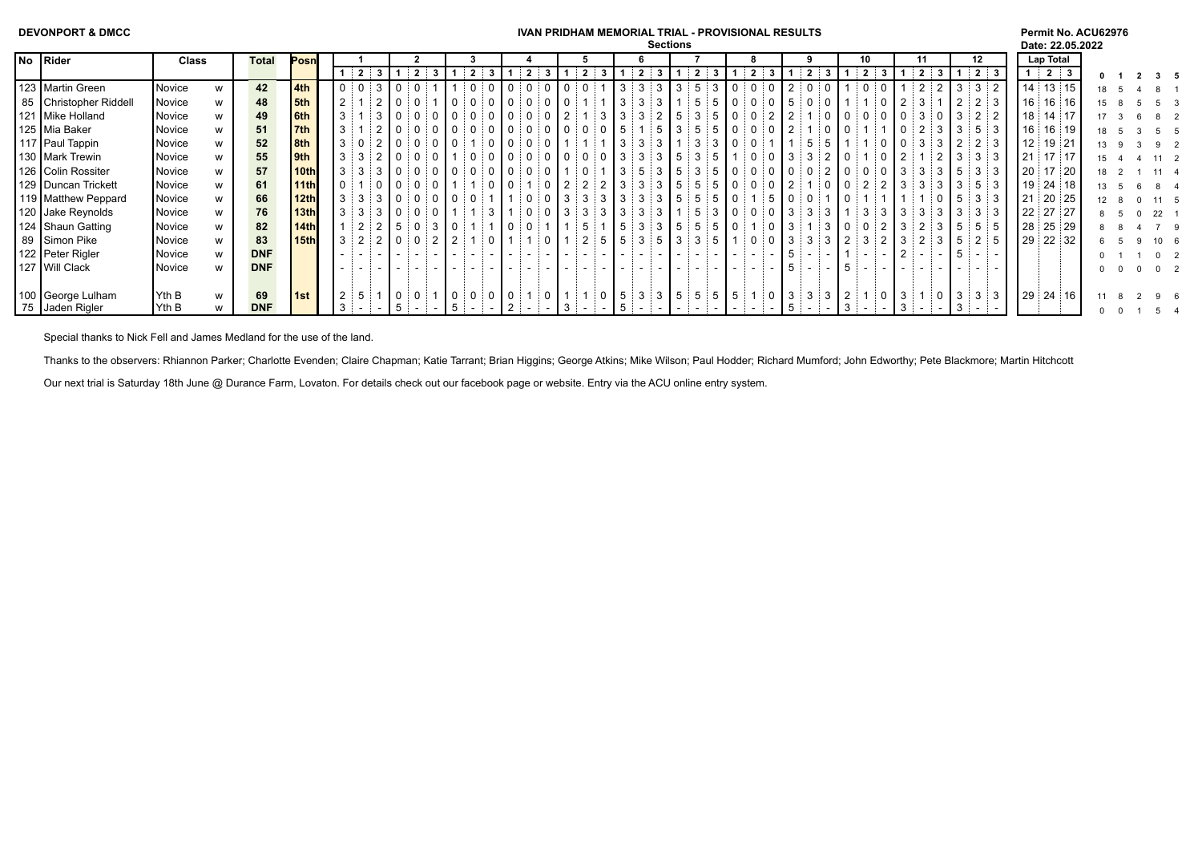**DEVONPORT & DMCC**

**IVAN PRIDHAM MEMORIAL TRIAL - PROVISIONAL RESULTS**

**Permit No. ACU62976**

**Date: 22.05.2022**

| No | Rider | Class | | Total | Posn | 1 | | | 2 | | | 3 | | | 4 | | | 5 | | | 6 | | | 7 | | | 8 | | | 9 | | | 10 | | | 11 | | | 12 | | | Lap Total | | | 0 | 1 | 2 | 3 | 5 |
|---|---|---|---|---|---|---|---|---|---|---|---|---|---|---|---|---|---|---|---|---|---|---|---|---|---|---|---|---|---|---|---|---|---|---|---|---|---|---|---|---|---|---|---|---|---|---|---|---|---|
| | | | | | | 1 | 2 | 3 | 1 | 2 | 3 | 1 | 2 | 3 | 1 | 2 | 3 | 1 | 2 | 3 | 1 | 2 | 3 | 1 | 2 | 3 | 1 | 2 | 3 | 1 | 2 | 3 | 1 | 2 | 3 | 1 | 2 | 3 | 1 | 2 | 3 | 1 | 2 | 3 | | | | | |
| 123 | Martin Green | Novice | w | 42 | 4th | 0 | 0 | 3 | 0 | 0 | 1 | 1 | 0 | 0 | 0 | 0 | 0 | 0 | 0 | 1 | 3 | 3 | 3 | 3 | 5 | 3 | 0 | 0 | 0 | 2 | 0 | 0 | 1 | 0 | 0 | 1 | 2 | 2 | 3 | 3 | 2 | 14 | 13 | 15 | 18 | 5 | 4 | 8 | 1 |
| 85 | Christopher Riddell | Novice | w | 48 | 5th | 2 | 1 | 2 | 0 | 0 | 1 | 0 | 0 | 0 | 0 | 0 | 0 | 0 | 1 | 1 | 3 | 3 | 3 | 1 | 5 | 5 | 0 | 0 | 0 | 5 | 0 | 0 | 1 | 1 | 0 | 2 | 3 | 1 | 2 | 2 | 3 | 16 | 16 | 16 | 15 | 8 | 5 | 5 | 3 |
| 121 | Mike Holland | Novice | w | 49 | 6th | 3 | 1 | 3 | 0 | 0 | 0 | 0 | 0 | 0 | 0 | 0 | 0 | 2 | 1 | 3 | 3 | 3 | 2 | 5 | 3 | 5 | 0 | 0 | 2 | 2 | 1 | 0 | 0 | 0 | 0 | 0 | 3 | 0 | 3 | 2 | 2 | 18 | 14 | 17 | 17 | 3 | 6 | 8 | 2 |
| 125 | Mia Baker | Novice | w | 51 | 7th | 3 | 1 | 2 | 0 | 0 | 0 | 0 | 0 | 0 | 0 | 0 | 0 | 0 | 0 | 0 | 5 | 1 | 5 | 3 | 5 | 5 | 0 | 0 | 0 | 2 | 1 | 0 | 0 | 1 | 1 | 0 | 2 | 3 | 3 | 5 | 3 | 16 | 16 | 19 | 18 | 5 | 3 | 5 | 5 |
| 117 | Paul Tappin | Novice | w | 52 | 8th | 3 | 0 | 2 | 0 | 0 | 0 | 0 | 1 | 0 | 0 | 0 | 0 | 1 | 1 | 1 | 3 | 3 | 3 | 1 | 3 | 3 | 0 | 0 | 1 | 1 | 5 | 5 | 1 | 1 | 0 | 0 | 3 | 3 | 2 | 2 | 3 | 12 | 19 | 21 | 13 | 9 | 3 | 9 | 2 |
| 130 | Mark Trewin | Novice | w | 55 | 9th | 3 | 3 | 2 | 0 | 0 | 0 | 1 | 0 | 0 | 0 | 0 | 0 | 0 | 0 | 0 | 3 | 3 | 3 | 5 | 3 | 5 | 1 | 0 | 0 | 3 | 3 | 2 | 0 | 1 | 0 | 2 | 1 | 2 | 3 | 3 | 3 | 21 | 17 | 17 | 15 | 4 | 4 | 11 | 2 |
| 126 | Colin Rossiter | Novice | w | 57 | 10th | 3 | 3 | 3 | 0 | 0 | 0 | 0 | 0 | 0 | 0 | 0 | 0 | 1 | 0 | 1 | 3 | 5 | 3 | 5 | 3 | 5 | 0 | 0 | 0 | 0 | 0 | 2 | 0 | 0 | 0 | 3 | 3 | 3 | 5 | 3 | 3 | 20 | 17 | 20 | 18 | 2 | 1 | 11 | 4 |
| 129 | Duncan Trickett | Novice | w | 61 | 11th | 0 | 1 | 0 | 0 | 0 | 0 | 1 | 1 | 0 | 0 | 1 | 0 | 2 | 2 | 2 | 3 | 3 | 3 | 5 | 5 | 5 | 0 | 0 | 0 | 2 | 1 | 0 | 0 | 2 | 2 | 3 | 3 | 3 | 3 | 5 | 3 | 19 | 24 | 18 | 13 | 5 | 6 | 8 | 4 |
| 119 | Matthew Peppard | Novice | w | 66 | 12th | 3 | 3 | 3 | 0 | 0 | 0 | 0 | 0 | 1 | 1 | 0 | 0 | 3 | 3 | 3 | 3 | 3 | 3 | 5 | 5 | 5 | 0 | 1 | 5 | 0 | 0 | 1 | 0 | 1 | 1 | 1 | 1 | 0 | 5 | 3 | 3 | 21 | 20 | 25 | 12 | 8 | 0 | 11 | 5 |
| 120 | Jake Reynolds | Novice | w | 76 | 13th | 3 | 3 | 3 | 0 | 0 | 0 | 1 | 1 | 3 | 1 | 0 | 0 | 3 | 3 | 3 | 3 | 3 | 3 | 1 | 5 | 3 | 0 | 0 | 0 | 3 | 3 | 3 | 1 | 3 | 3 | 3 | 3 | 3 | 3 | 3 | 3 | 22 | 27 | 27 | 8 | 5 | 0 | 22 | 1 |
| 124 | Shaun Gatting | Novice | w | 82 | 14th | 1 | 2 | 2 | 5 | 0 | 3 | 0 | 1 | 1 | 0 | 0 | 1 | 1 | 5 | 1 | 5 | 3 | 3 | 5 | 5 | 5 | 0 | 1 | 0 | 3 | 1 | 3 | 0 | 0 | 2 | 3 | 2 | 3 | 5 | 5 | 5 | 28 | 25 | 29 | 8 | 8 | 4 | 7 | 9 |
| 89 | Simon Pike | Novice | w | 83 | 15th | 3 | 2 | 2 | 0 | 0 | 2 | 2 | 1 | 0 | 1 | 1 | 0 | 1 | 2 | 5 | 5 | 3 | 5 | 3 | 3 | 5 | 1 | 0 | 0 | 3 | 3 | 3 | 2 | 3 | 2 | 3 | 2 | 3 | 5 | 2 | 5 | 29 | 22 | 32 | 6 | 5 | 9 | 10 | 6 |
| 122 | Peter Rigler | Novice | w | DNF | | - | - | - | - | - | - | - | - | - | - | - | - | - | - | - | - | - | - | - | - | - | - | - | - | 5 | - | - | 1 | - | - | 2 | - | - | 5 | - | - | | | | 0 | 1 | 1 | 0 | 2 |
| 127 | Will Clack | Novice | w | DNF | | - | - | - | - | - | - | - | - | - | - | - | - | - | - | - | - | - | - | - | - | - | - | - | - | 5 | - | - | 5 | - | - | - | - | - | - | - | - | | | | 0 | 0 | 0 | 0 | 2 |
| 100 | George Lulham | Yth B | w | 69 | 1st | 2 | 5 | 1 | 0 | 0 | 1 | 0 | 0 | 0 | 0 | 1 | 0 | 1 | 1 | 0 | 5 | 3 | 3 | 5 | 5 | 5 | 5 | 1 | 0 | 3 | 3 | 3 | 2 | 1 | 0 | 3 | 1 | 0 | 3 | 3 | 3 | 29 | 24 | 16 | 11 | 8 | 2 | 9 | 6 |
| 75 | Jaden Rigler | Yth B | w | DNF | | 3 | - | - | 5 | - | - | 5 | - | - | 2 | - | - | 3 | - | - | 5 | - | - | - | - | - | - | - | - | 5 | - | - | 3 | - | - | 3 | - | - | 3 | - | - | | | | 0 | 0 | 1 | 5 | 4 |

Special thanks to Nick Fell and James Medland for the use of the land.

Thanks to the observers: Rhiannon Parker; Charlotte Evenden; Claire Chapman; Katie Tarrant; Brian Higgins; George Atkins; Mike Wilson; Paul Hodder; Richard Mumford; John Edworthy; Pete Blackmore; Martin Hitchcott

Our next trial is Saturday 18th June @ Durance Farm, Lovaton. For details check out our facebook page or website. Entry via the ACU online entry system.